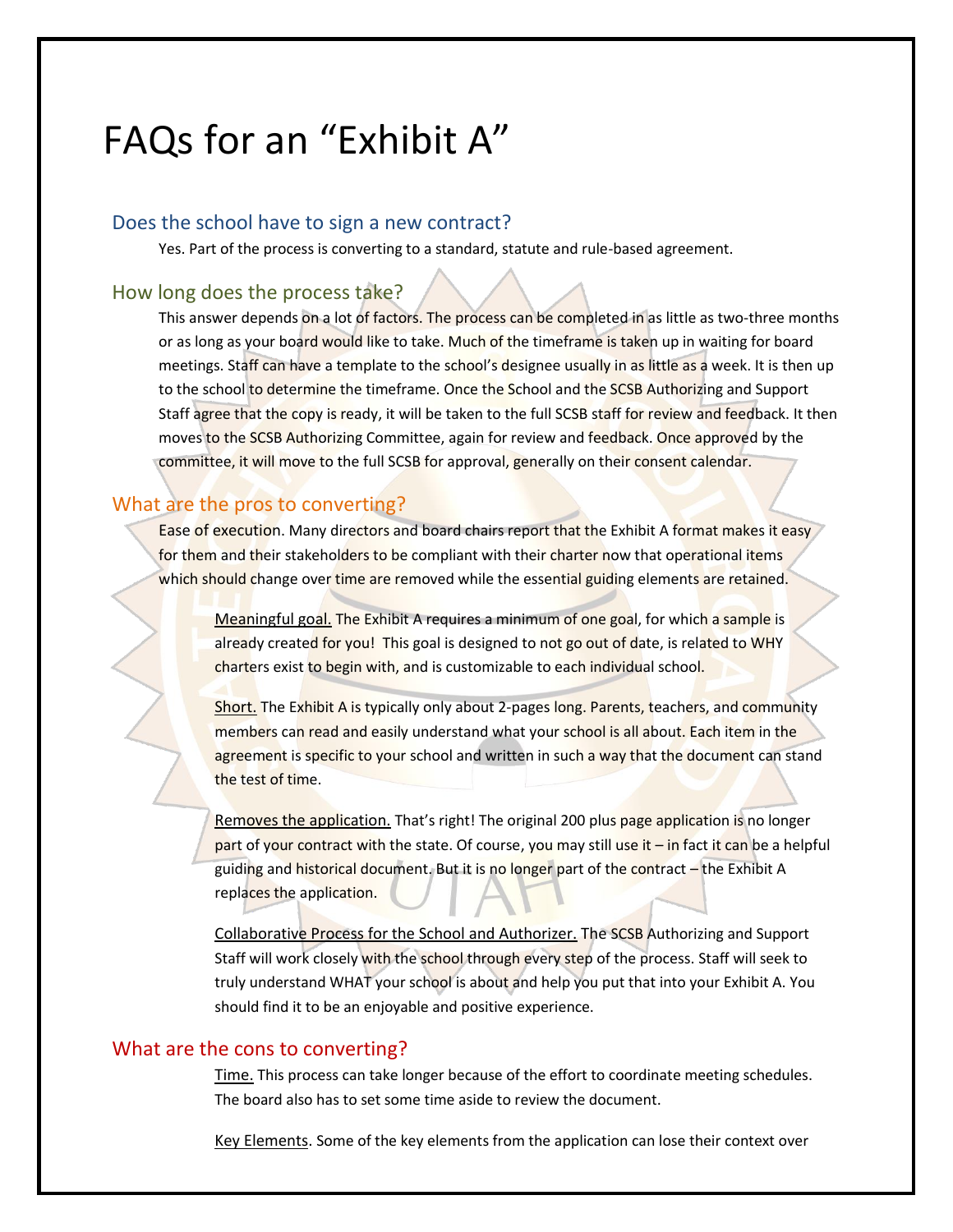# FAQs for an "Exhibit A"

## Does the school have to sign a new contract?

Yes. Part of the process is converting to a standard, statute and rule-based agreement.

## How long does the process take?

This answer depends on a lot of factors. The process can be completed in as little as two-three months or as long as your board would like to take. Much of the timeframe is taken up in waiting for board meetings. Staff can have a template to the school's designee usually in as little as a week. It is then up to the school to determine the timeframe. Once the School and the SCSB Authorizing and Support Staff agree that the copy is ready, it will be taken to the full SCSB staff for review and feedback. It then moves to the SCSB Authorizing Committee, again for review and feedback. Once approved by the committee, it will move to the full SCSB for approval, generally on their consent calendar.

## What are the pros to converting?

Ease of execution. Many directors and board chairs report that the Exhibit A format makes it easy for them and their stakeholders to be compliant with their charter now that operational items which should change over time are removed while the essential guiding elements are retained.

Meaningful goal. The Exhibit A requires a minimum of one goal, for which a sample is already created for you! This goal is designed to not go out of date, is related to WHY charters exist to begin with, and is customizable to each individual school.

Short. The Exhibit A is typically only about 2-pages long. Parents, teachers, and community members can read and easily understand what your school is all about. Each item in the agreement is specific to your school and written in such a way that the document can stand the test of time.

Removes the application. That's right! The original 200 plus page application is no longer part of your contract with the state. Of course, you may still use it – in fact it can be a helpful guiding and historical document. But it is no longer part of the contract – the Exhibit A replaces the application.

Collaborative Process for the School and Authorizer. The SCSB Authorizing and Support Staff will work closely with the school through every step of the process. Staff will seek to truly understand WHAT your school is about and help you put that into your Exhibit A. You should find it to be an enjoyable and positive experience.

## What are the cons to converting?

Time. This process can take longer because of the effort to coordinate meeting schedules. The board also has to set some time aside to review the document.

Key Elements. Some of the key elements from the application can lose their context over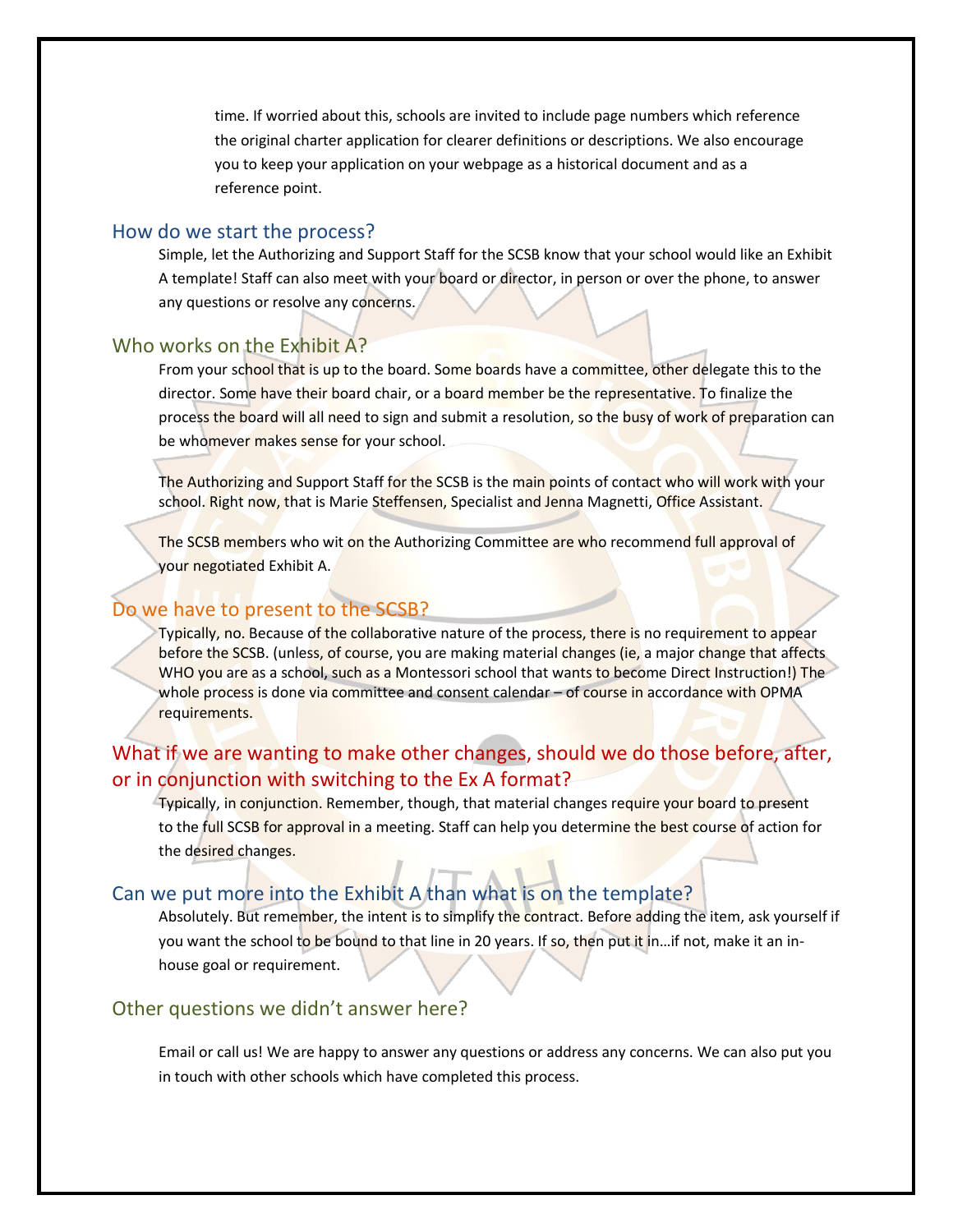time. If worried about this, schools are invited to include page numbers which reference the original charter application for clearer definitions or descriptions. We also encourage you to keep your application on your webpage as a historical document and as a reference point.

## How do we start the process?

Simple, let the Authorizing and Support Staff for the SCSB know that your school would like an Exhibit A template! Staff can also meet with your board or director, in person or over the phone, to answer any questions or resolve any concerns.

## Who works on the Exhibit A?

From your school that is up to the board. Some boards have a committee, other delegate this to the director. Some have their board chair, or a board member be the representative. To finalize the process the board will all need to sign and submit a resolution, so the busy of work of preparation can be whomever makes sense for your school.

The Authorizing and Support Staff for the SCSB is the main points of contact who will work with your school. Right now, that is Marie Steffensen, Specialist and Jenna Magnetti, Office Assistant.

The SCSB members who wit on the Authorizing Committee are who recommend full approval of your negotiated Exhibit A.

## Do we have to present to the SCSB?

Typically, no. Because of the collaborative nature of the process, there is no requirement to appear before the SCSB. (unless, of course, you are making material changes (ie, a major change that affects WHO you are as a school, such as a Montessori school that wants to become Direct Instruction!) The whole process is done via committee and consent calendar – of course in accordance with OPMA requirements.

## What if we are wanting to make other changes, should we do those before, after, or in conjunction with switching to the Ex A format?

Typically, in conjunction. Remember, though, that material changes require your board to present to the full SCSB for approval in a meeting. Staff can help you determine the best course of action for the desired changes.

## Can we put more into the Exhibit A than what is on the template?

Absolutely. But remember, the intent is to simplify the contract. Before adding the item, ask yourself if you want the school to be bound to that line in 20 years. If so, then put it in…if not, make it an in-house goal or requirement.

## Other questions we didn't answer here?

Email or call us! We are happy to answer any questions or address any concerns. We can also put you in touch with other schools which have completed this process.